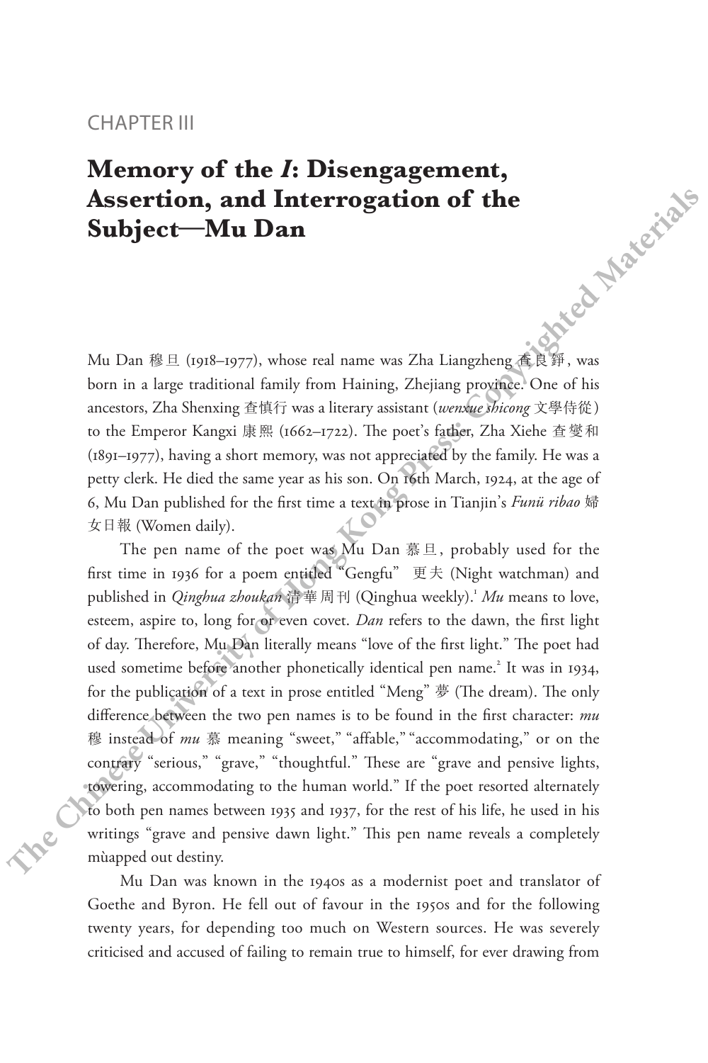CHAPTER III

# Memory of the *I*: Disengagement, Assertion, and Interrogation of the Subject—Mu Dan

Mu Dan 穆旦 (1918–1977), whose real name was Zha Liangzheng 查良錚, was born in a large traditional family from Haining, Zhejiang province. One of his ancestors, Zha Shenxing 查慎行 was a literary assistant (*wenxue shicong* 文學侍從) to the Emperor Kangxi 康熙 (1662–1722). The poet's father, Zha Xiehe 查燮和 (1891–1977), having a short memory, was not appreciated by the family. He was a petty clerk. He died the same year as his son. On 16th March, 1924, at the age of 6, Mu Dan published for the first time a text in prose in Tianjin's *Funü ribao* 婦女日報 (Women daily).

The pen name of the poet was Mu Dan 慕旦, probably used for the first time in 1936 for a poem entitled "Gengfu" 更夫 (Night watchman) and published in *Qinghua zhoukan* 清華周刊 (Qinghua weekly).[1] *Mu* means to love, esteem, aspire to, long for or even covet. *Dan* refers to the dawn, the first light of day. Therefore, Mu Dan literally means "love of the first light." The poet had used sometime before another phonetically identical pen name.[2] It was in 1934, for the publication of a text in prose entitled "Meng" 夢 (The dream). The only difference between the two pen names is to be found in the first character: *mu* 穆 instead of *mu* 慕 meaning "sweet," "affable," "accommodating," or on the contrary "serious," "grave," "thoughtful." These are "grave and pensive lights, towering, accommodating to the human world." If the poet resorted alternately to both pen names between 1935 and 1937, for the rest of his life, he used in his writings "grave and pensive dawn light." This pen name reveals a completely mùapped out destiny.

Mu Dan was known in the 1940s as a modernist poet and translator of Goethe and Byron. He fell out of favour in the 1950s and for the following twenty years, for depending too much on Western sources. He was severely criticised and accused of failing to remain true to himself, for ever drawing from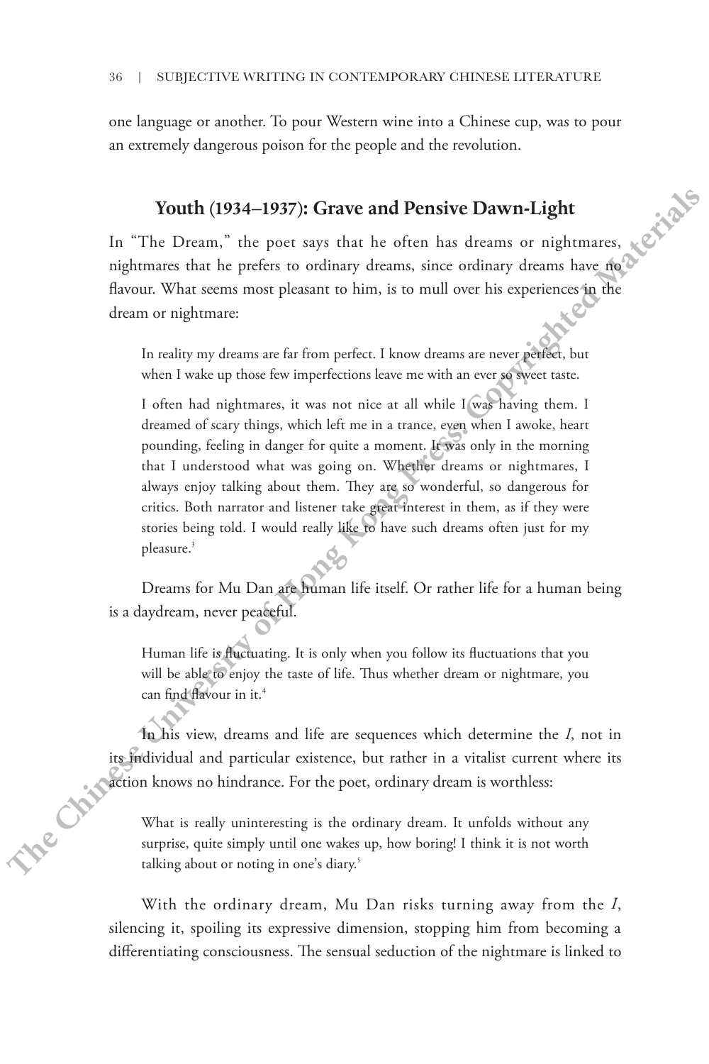one language or another. To pour Western wine into a Chinese cup, was to pour an extremely dangerous poison for the people and the revolution.

## Youth (1934–1937): Grave and Pensive Dawn-Light

In "The Dream," the poet says that he often has dreams or nightmares, nightmares that he prefers to ordinary dreams, since ordinary dreams have no flavour. What seems most pleasant to him, is to mull over his experiences in the dream or nightmare:

> In reality my dreams are far from perfect. I know dreams are never perfect, but when I wake up those few imperfections leave me with an ever so sweet taste.
>
> I often had nightmares, it was not nice at all while I was having them. I dreamed of scary things, which left me in a trance, even when I awoke, heart pounding, feeling in danger for quite a moment. It was only in the morning that I understood what was going on. Whether dreams or nightmares, I always enjoy talking about them. They are so wonderful, so dangerous for critics. Both narrator and listener take great interest in them, as if they were stories being told. I would really like to have such dreams often just for my pleasure.[3]

Dreams for Mu Dan are human life itself. Or rather life for a human being is a daydream, never peaceful.

> Human life is fluctuating. It is only when you follow its fluctuations that you will be able to enjoy the taste of life. Thus whether dream or nightmare, you can find flavour in it.[4]

In his view, dreams and life are sequences which determine the *I*, not in its individual and particular existence, but rather in a vitalist current where its action knows no hindrance. For the poet, ordinary dream is worthless:

> What is really uninteresting is the ordinary dream. It unfolds without any surprise, quite simply until one wakes up, how boring! I think it is not worth talking about or noting in one's diary.[5]

With the ordinary dream, Mu Dan risks turning away from the *I*, silencing it, spoiling its expressive dimension, stopping him from becoming a differentiating consciousness. The sensual seduction of the nightmare is linked to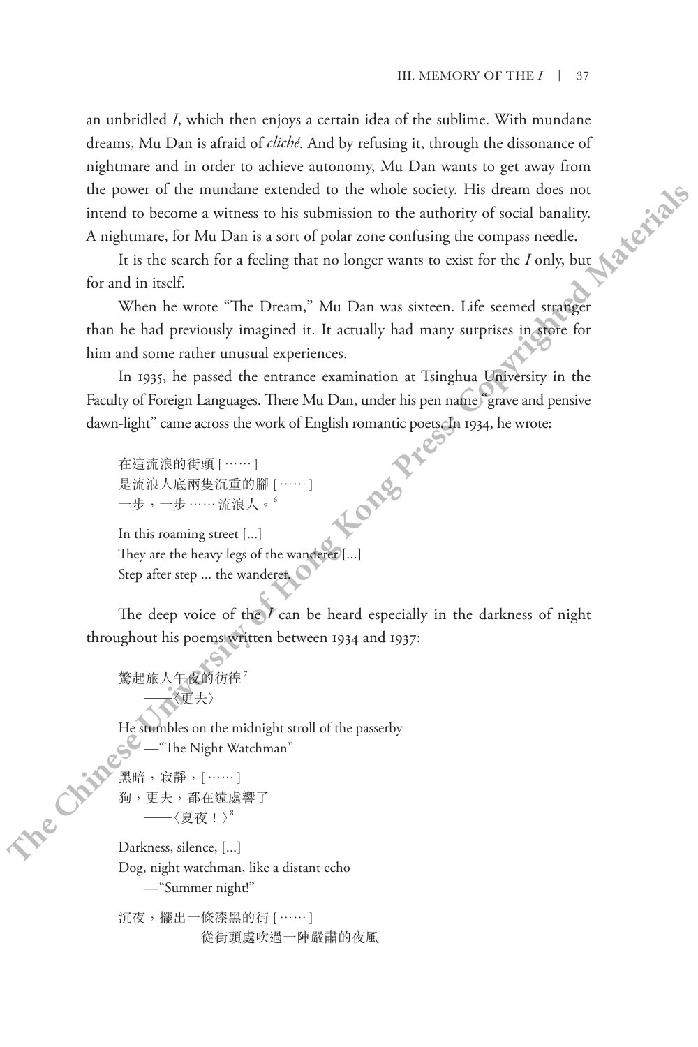an unbridled *I*, which then enjoys a certain idea of the sublime. With mundane dreams, Mu Dan is afraid of *cliché*. And by refusing it, through the dissonance of nightmare and in order to achieve autonomy, Mu Dan wants to get away from the power of the mundane extended to the whole society. His dream does not intend to become a witness to his submission to the authority of social banality. A nightmare, for Mu Dan is a sort of polar zone confusing the compass needle.

It is the search for a feeling that no longer wants to exist for the *I* only, but for and in itself.

When he wrote "The Dream," Mu Dan was sixteen. Life seemed stranger than he had previously imagined it. It actually had many surprises in store for him and some rather unusual experiences.

In 1935, he passed the entrance examination at Tsinghua University in the Faculty of Foreign Languages. There Mu Dan, under his pen name "grave and pensive dawn-light" came across the work of English romantic poets. In 1934, he wrote:

> 在這流浪的街頭 [……]
> 是流浪人底兩隻沉重的腳 [……]
> 一步，一步 …… 流浪人。[6]

> In this roaming street [...]
> They are the heavy legs of the wanderer [...]
> Step after step ... the wanderer.

The deep voice of the *I* can be heard especially in the darkness of night throughout his poems written between 1934 and 1937:

> 驚起旅人午夜的彷徨[7]
> ——〈更夫〉

> He stumbles on the midnight stroll of the passerby
> —"The Night Watchman"

> 黑暗，寂靜，[……]
> 狗，更夫，都在遠處響了
> ——〈夏夜！〉[8]

> Darkness, silence, [...]
> Dog, night watchman, like a distant echo
> —"Summer night!"

> 沉夜，擺出一條漆黑的街 [……]
> 從街頭處吹過一陣嚴肅的夜風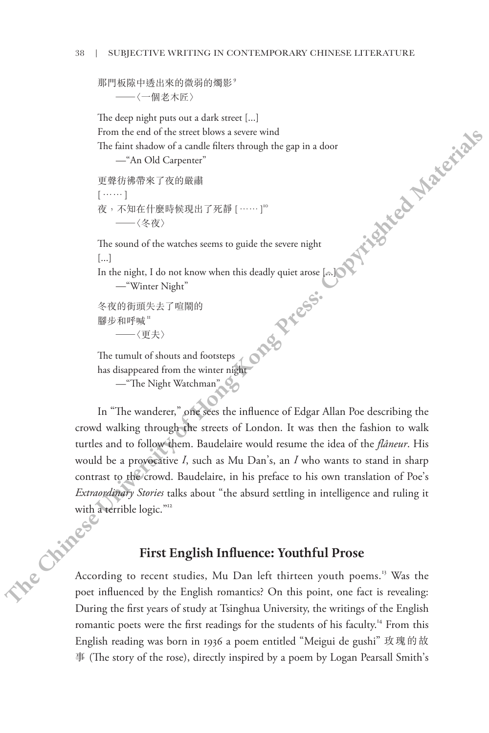那門板隙中透出來的微弱的燭影[9]

——〈一個老木匠〉

The deep night puts out a dark street [...]
From the end of the street blows a severe wind
The faint shadow of a candle filters through the gap in a door

—"An Old Carpenter"

更聲彷彿帶來了夜的嚴肅
[……]
夜，不知在什麼時候現出了死靜 [……][10]

——〈冬夜〉

The sound of the watches seems to guide the severe night
[...]
In the night, I do not know when this deadly quiet arose [...]

—"Winter Night"

冬夜的街頭失去了喧鬧的
腳步和呼喊[11]

——〈更夫〉

The tumult of shouts and footsteps
has disappeared from the winter night

—"The Night Watchman"

In "The wanderer," one sees the influence of Edgar Allan Poe describing the crowd walking through the streets of London. It was then the fashion to walk turtles and to follow them. Baudelaire would resume the idea of the *flâneur*. His would be a provocative *I*, such as Mu Dan's, an *I* who wants to stand in sharp contrast to the crowd. Baudelaire, in his preface to his own translation of Poe's *Extraordinary Stories* talks about "the absurd settling in intelligence and ruling it with a terrible logic."[12]

## First English Influence: Youthful Prose

According to recent studies, Mu Dan left thirteen youth poems.[13] Was the poet influenced by the English romantics? On this point, one fact is revealing: During the first years of study at Tsinghua University, the writings of the English romantic poets were the first readings for the students of his faculty.[14] From this English reading was born in 1936 a poem entitled "Meigui de gushi" 玫瑰的故事 (The story of the rose), directly inspired by a poem by Logan Pearsall Smith's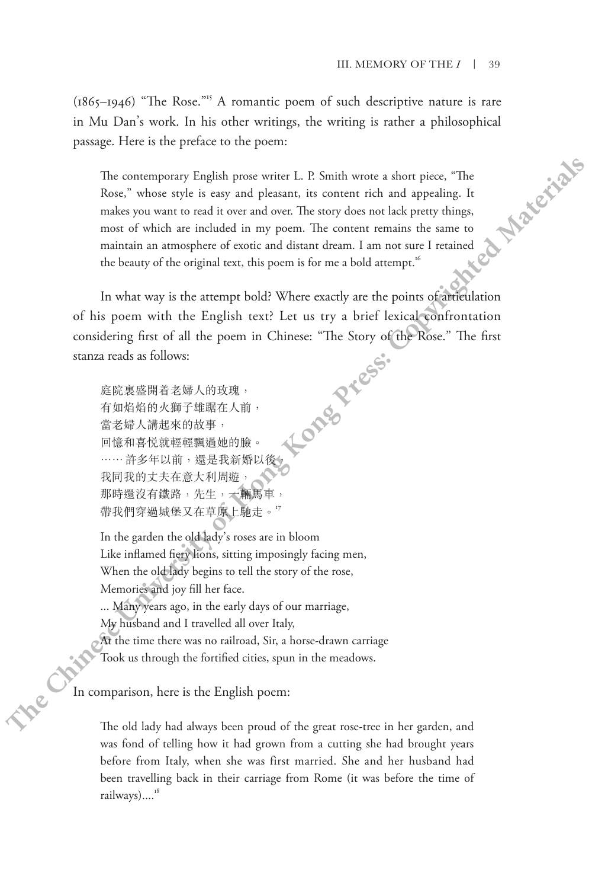(1865–1946) "The Rose."[15] A romantic poem of such descriptive nature is rare in Mu Dan's work. In his other writings, the writing is rather a philosophical passage. Here is the preface to the poem:

> The contemporary English prose writer L. P. Smith wrote a short piece, "The Rose," whose style is easy and pleasant, its content rich and appealing. It makes you want to read it over and over. The story does not lack pretty things, most of which are included in my poem. The content remains the same to maintain an atmosphere of exotic and distant dream. I am not sure I retained the beauty of the original text, this poem is for me a bold attempt.[16]

In what way is the attempt bold? Where exactly are the points of articulation of his poem with the English text? Let us try a brief lexical confrontation considering first of all the poem in Chinese: "The Story of the Rose." The first stanza reads as follows:

> 庭院裏盛開着老婦人的玫瑰，
> 有如焰焰的火獅子雄踞在人前，
> 當老婦人講起來的故事，
> 回憶和喜悅就輕輕飄過她的臉。
> …… 許多年以前，還是我新婚以後，
> 我同我的丈夫在意大利周遊，
> 那時還沒有鐵路，先生，一輛馬車，
> 帶我們穿過城堡又在草原上馳走。[17]

> In the garden the old lady's roses are in bloom
> Like inflamed fiery lions, sitting imposingly facing men,
> When the old lady begins to tell the story of the rose,
> Memories and joy fill her face.
> ... Many years ago, in the early days of our marriage,
> My husband and I travelled all over Italy,
> At the time there was no railroad, Sir, a horse-drawn carriage
> Took us through the fortified cities, spun in the meadows.

In comparison, here is the English poem:

> The old lady had always been proud of the great rose-tree in her garden, and was fond of telling how it had grown from a cutting she had brought years before from Italy, when she was first married. She and her husband had been travelling back in their carriage from Rome (it was before the time of railways)....[18]